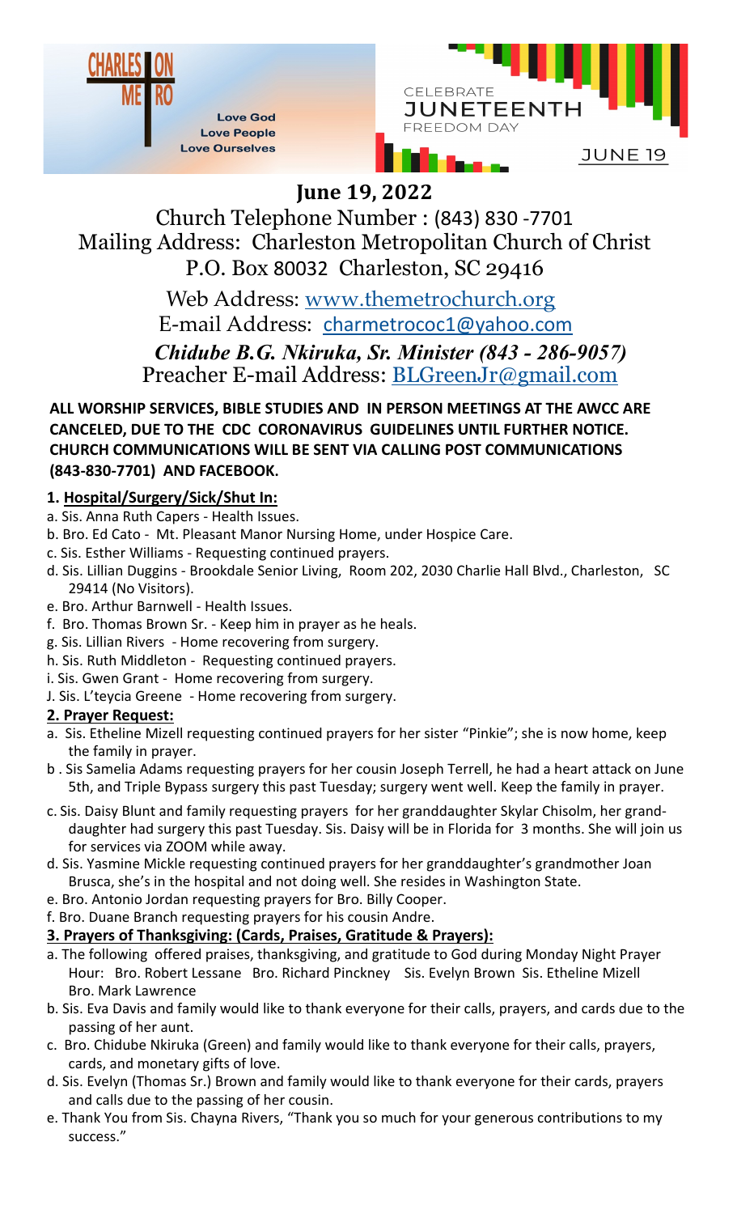CHARLESTON METRO

Love God
Love People
Love Ourselves

CELEBRATE
JUNETEENTH
FREEDOM DAY
JUNE 19

# June 19, 2022

Church Telephone Number : (843) 830 -7701
Mailing Address: Charleston Metropolitan Church of Christ
P.O. Box 80032 Charleston, SC 29416

Web Address: www.themetrochurch.org
E-mail Address: charmetrococ1@yahoo.com
*Chidube B.G. Nkiruka, Sr. Minister (843 - 286-9057)*
Preacher E-mail Address: BLGreenJr@gmail.com

**ALL WORSHIP SERVICES, BIBLE STUDIES AND IN PERSON MEETINGS AT THE AWCC ARE CANCELED, DUE TO THE CDC CORONAVIRUS GUIDELINES UNTIL FURTHER NOTICE. CHURCH COMMUNICATIONS WILL BE SENT VIA CALLING POST COMMUNICATIONS (843-830-7701) AND FACEBOOK.**

**1. Hospital/Surgery/Sick/Shut In:**

a. Sis. Anna Ruth Capers - Health Issues.
b. Bro. Ed Cato - Mt. Pleasant Manor Nursing Home, under Hospice Care.
c. Sis. Esther Williams - Requesting continued prayers.
d. Sis. Lillian Duggins - Brookdale Senior Living, Room 202, 2030 Charlie Hall Blvd., Charleston, SC 29414 (No Visitors).
e. Bro. Arthur Barnwell - Health Issues.
f. Bro. Thomas Brown Sr. - Keep him in prayer as he heals.
g. Sis. Lillian Rivers - Home recovering from surgery.
h. Sis. Ruth Middleton - Requesting continued prayers.
i. Sis. Gwen Grant - Home recovering from surgery.
J. Sis. L'teycia Greene - Home recovering from surgery.

**2. Prayer Request:**

a. Sis. Etheline Mizell requesting continued prayers for her sister "Pinkie"; she is now home, keep the family in prayer.
b . Sis Samelia Adams requesting prayers for her cousin Joseph Terrell, he had a heart attack on June 5th, and Triple Bypass surgery this past Tuesday; surgery went well. Keep the family in prayer.
c. Sis. Daisy Blunt and family requesting prayers for her granddaughter Skylar Chisolm, her granddaughter had surgery this past Tuesday. Sis. Daisy will be in Florida for 3 months. She will join us for services via ZOOM while away.
d. Sis. Yasmine Mickle requesting continued prayers for her granddaughter's grandmother Joan Brusca, she's in the hospital and not doing well. She resides in Washington State.
e. Bro. Antonio Jordan requesting prayers for Bro. Billy Cooper.
f. Bro. Duane Branch requesting prayers for his cousin Andre.

**3. Prayers of Thanksgiving: (Cards, Praises, Gratitude & Prayers):**

a. The following offered praises, thanksgiving, and gratitude to God during Monday Night Prayer Hour: Bro. Robert Lessane Bro. Richard Pinckney Sis. Evelyn Brown Sis. Etheline Mizell Bro. Mark Lawrence
b. Sis. Eva Davis and family would like to thank everyone for their calls, prayers, and cards due to the passing of her aunt.
c. Bro. Chidube Nkiruka (Green) and family would like to thank everyone for their calls, prayers, cards, and monetary gifts of love.
d. Sis. Evelyn (Thomas Sr.) Brown and family would like to thank everyone for their cards, prayers and calls due to the passing of her cousin.
e. Thank You from Sis. Chayna Rivers, "Thank you so much for your generous contributions to my success."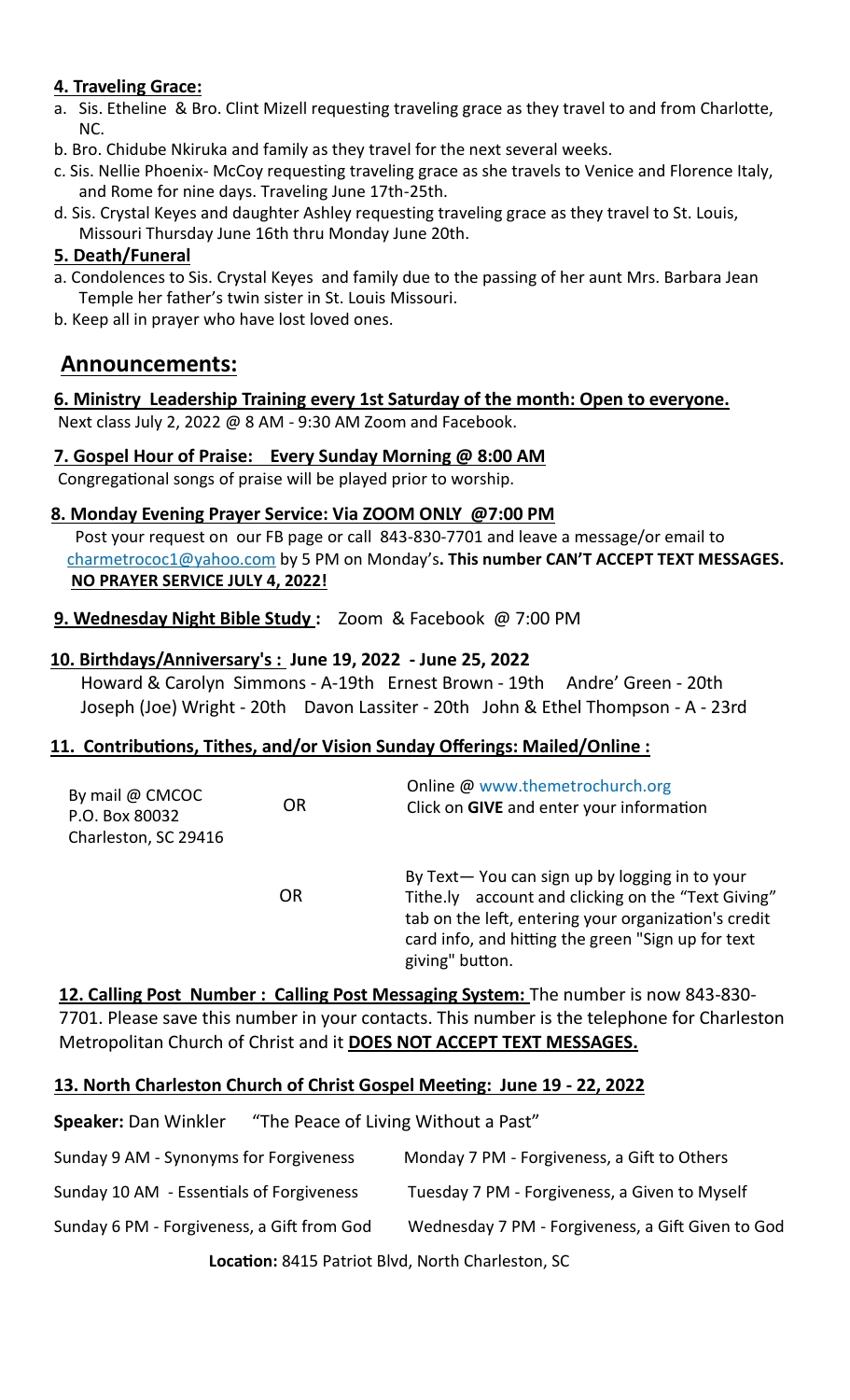**4. Traveling Grace:**

a. Sis. Etheline & Bro. Clint Mizell requesting traveling grace as they travel to and from Charlotte, NC.

b. Bro. Chidube Nkiruka and family as they travel for the next several weeks.

c. Sis. Nellie Phoenix- McCoy requesting traveling grace as she travels to Venice and Florence Italy, and Rome for nine days. Traveling June 17th-25th.

d. Sis. Crystal Keyes and daughter Ashley requesting traveling grace as they travel to St. Louis, Missouri Thursday June 16th thru Monday June 20th.

**5. Death/Funeral**

a. Condolences to Sis. Crystal Keyes and family due to the passing of her aunt Mrs. Barbara Jean Temple her father's twin sister in St. Louis Missouri.

b. Keep all in prayer who have lost loved ones.

## Announcements:

**6. Ministry Leadership Training every 1st Saturday of the month: Open to everyone.**

Next class July 2, 2022 @ 8 AM - 9:30 AM Zoom and Facebook.

**7. Gospel Hour of Praise: Every Sunday Morning @ 8:00 AM**

Congregational songs of praise will be played prior to worship.

**8. Monday Evening Prayer Service: Via ZOOM ONLY @7:00 PM**

Post your request on our FB page or call 843-830-7701 and leave a message/or email to charmetrococ1@yahoo.com by 5 PM on Monday's**. This number CAN'T ACCEPT TEXT MESSAGES.**

**NO PRAYER SERVICE JULY 4, 2022!**

**9. Wednesday Night Bible Study :** Zoom & Facebook @ 7:00 PM

**10. Birthdays/Anniversary's : June 19, 2022 - June 25, 2022**

Howard & Carolyn Simmons - A-19th Ernest Brown - 19th Andre' Green - 20th Joseph (Joe) Wright - 20th Davon Lassiter - 20th John & Ethel Thompson - A - 23rd

**11. Contributions, Tithes, and/or Vision Sunday Offerings: Mailed/Online :**

By mail @ CMCOC
P.O. Box 80032
Charleston, SC 29416

OR

Online @ www.themetrochurch.org
Click on **GIVE** and enter your information

OR

By Text— You can sign up by logging in to your Tithe.ly account and clicking on the "Text Giving" tab on the left, entering your organization's credit card info, and hitting the green "Sign up for text giving" button.

**12. Calling Post Number : Calling Post Messaging System:** The number is now 843-830-7701. Please save this number in your contacts. This number is the telephone for Charleston Metropolitan Church of Christ and it **DOES NOT ACCEPT TEXT MESSAGES.**

**13. North Charleston Church of Christ Gospel Meeting: June 19 - 22, 2022**

**Speaker:** Dan Winkler "The Peace of Living Without a Past"

Sunday 9 AM - Synonyms for Forgiveness

Sunday 10 AM - Essentials of Forgiveness

Sunday 6 PM - Forgiveness, a Gift from God

Monday 7 PM - Forgiveness, a Gift to Others

Tuesday 7 PM - Forgiveness, a Given to Myself

Wednesday 7 PM - Forgiveness, a Gift Given to God

**Location:** 8415 Patriot Blvd, North Charleston, SC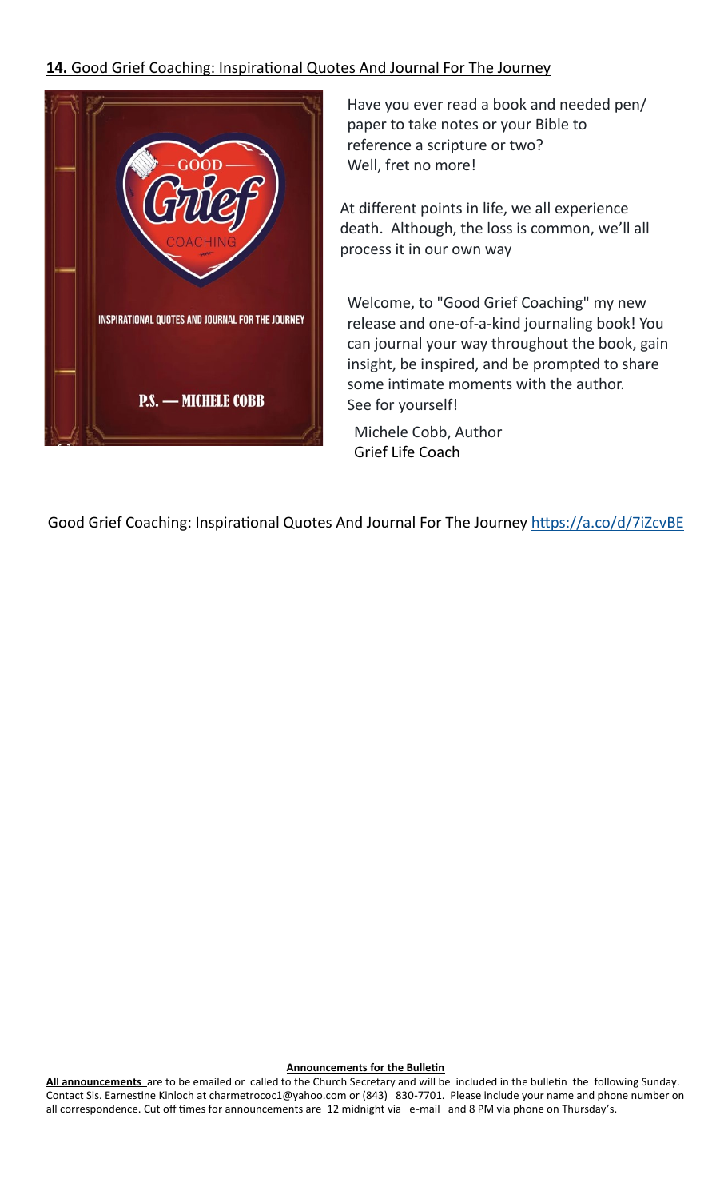**14.** Good Grief Coaching: Inspirational Quotes And Journal For The Journey

Have you ever read a book and needed pen/paper to take notes or your Bible to reference a scripture or two? Well, fret no more!

At different points in life, we all experience death. Although, the loss is common, we'll all process it in our own way

Welcome, to "Good Grief Coaching" my new release and one-of-a-kind journaling book! You can journal your way throughout the book, gain insight, be inspired, and be prompted to share some intimate moments with the author. See for yourself!

Michele Cobb, Author
Grief Life Coach

Good Grief Coaching: Inspirational Quotes And Journal For The Journey https://a.co/d/7iZcvBE

**Announcements for the Bulletin**

**All announcements** are to be emailed or called to the Church Secretary and will be included in the bulletin the following Sunday. Contact Sis. Earnestine Kinloch at charmetrococ1@yahoo.com or (843) 830-7701. Please include your name and phone number on all correspondence. Cut off times for announcements are 12 midnight via e-mail and 8 PM via phone on Thursday's.